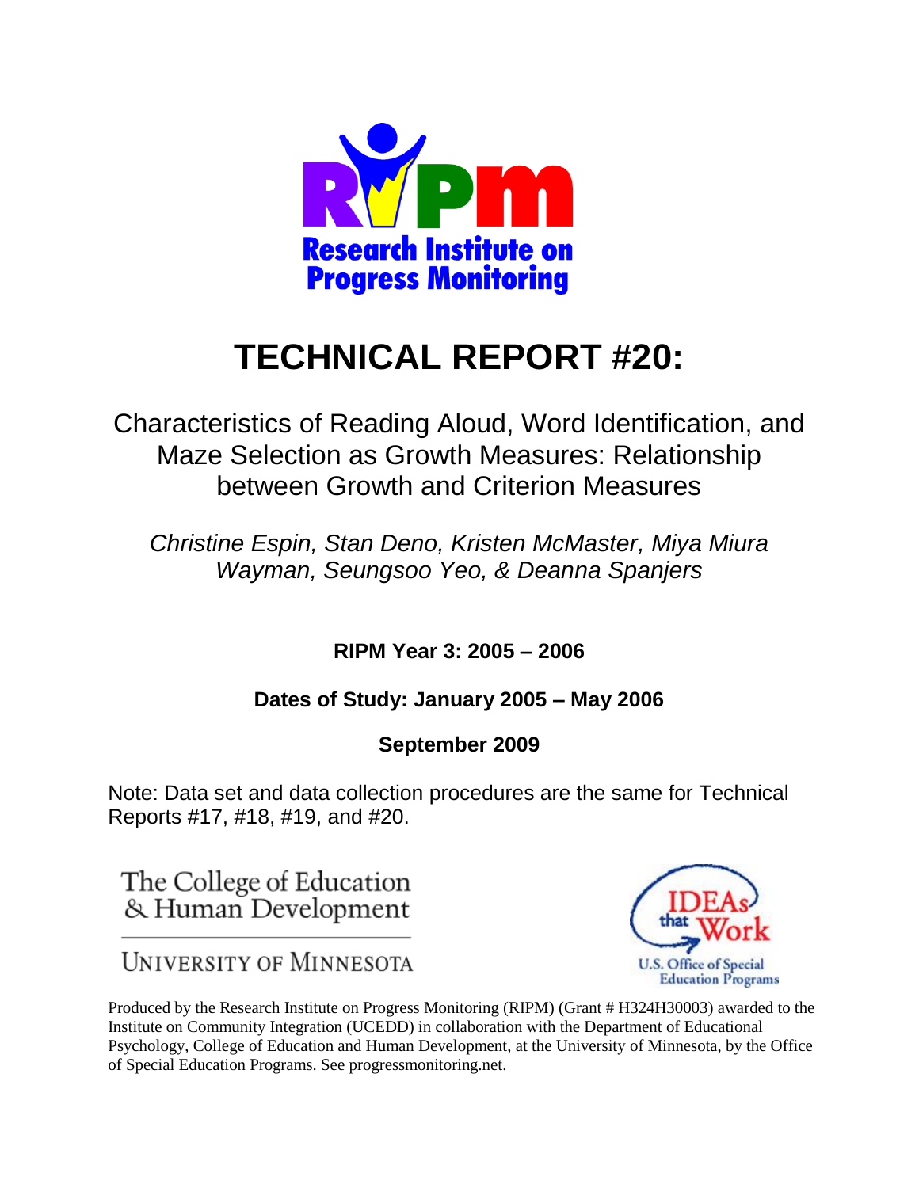Research Institute on Progress Monitoring

# TECHNICAL REPORT #20:

## Characteristics of Reading Aloud, Word Identification, and Maze Selection as Growth Measures: Relationship between Growth and Criterion Measures

*Christine Espin, Stan Deno, Kristen McMaster, Miya Miura Wayman, Seungsoo Yeo, & Deanna Spanjers*

**RIPM Year 3: 2005 – 2006**

**Dates of Study: January 2005 – May 2006**

**September 2009**

Note: Data set and data collection procedures are the same for Technical Reports #17, #18, #19, and #20.

The College of Education & Human Development

University of Minnesota

IDEAs that Work

U.S. Office of Special Education Programs

Produced by the Research Institute on Progress Monitoring (RIPM) (Grant # H324H30003) awarded to the Institute on Community Integration (UCEDD) in collaboration with the Department of Educational Psychology, College of Education and Human Development, at the University of Minnesota, by the Office of Special Education Programs. See progressmonitoring.net.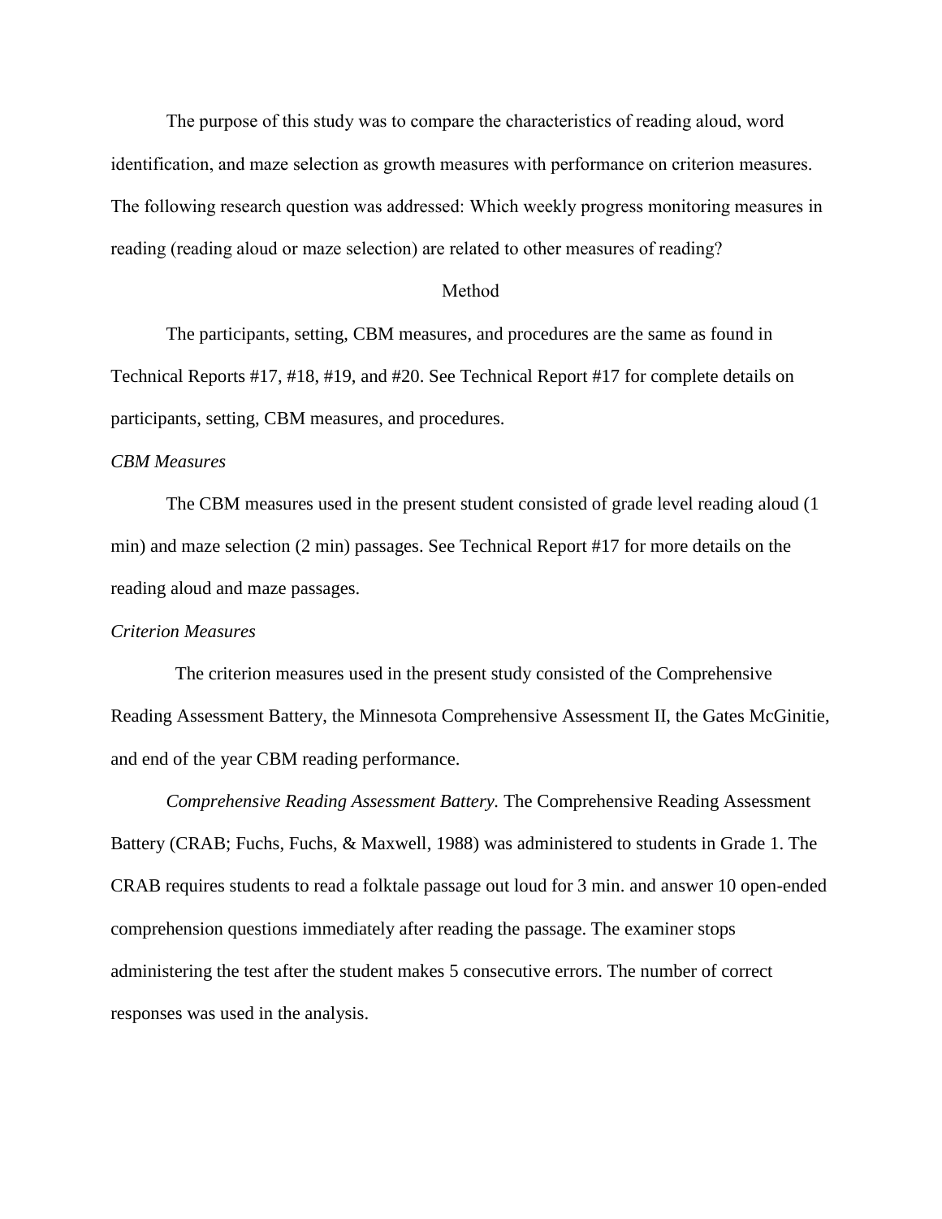The purpose of this study was to compare the characteristics of reading aloud, word identification, and maze selection as growth measures with performance on criterion measures. The following research question was addressed: Which weekly progress monitoring measures in reading (reading aloud or maze selection) are related to other measures of reading?

## Method

The participants, setting, CBM measures, and procedures are the same as found in Technical Reports #17, #18, #19, and #20. See Technical Report #17 for complete details on participants, setting, CBM measures, and procedures.

### *CBM Measures*

The CBM measures used in the present student consisted of grade level reading aloud (1 min) and maze selection (2 min) passages. See Technical Report #17 for more details on the reading aloud and maze passages.

### *Criterion Measures*

The criterion measures used in the present study consisted of the Comprehensive Reading Assessment Battery, the Minnesota Comprehensive Assessment II, the Gates McGinitie, and end of the year CBM reading performance.

*Comprehensive Reading Assessment Battery.* The Comprehensive Reading Assessment Battery (CRAB; Fuchs, Fuchs, & Maxwell, 1988) was administered to students in Grade 1. The CRAB requires students to read a folktale passage out loud for 3 min. and answer 10 open-ended comprehension questions immediately after reading the passage. The examiner stops administering the test after the student makes 5 consecutive errors. The number of correct responses was used in the analysis.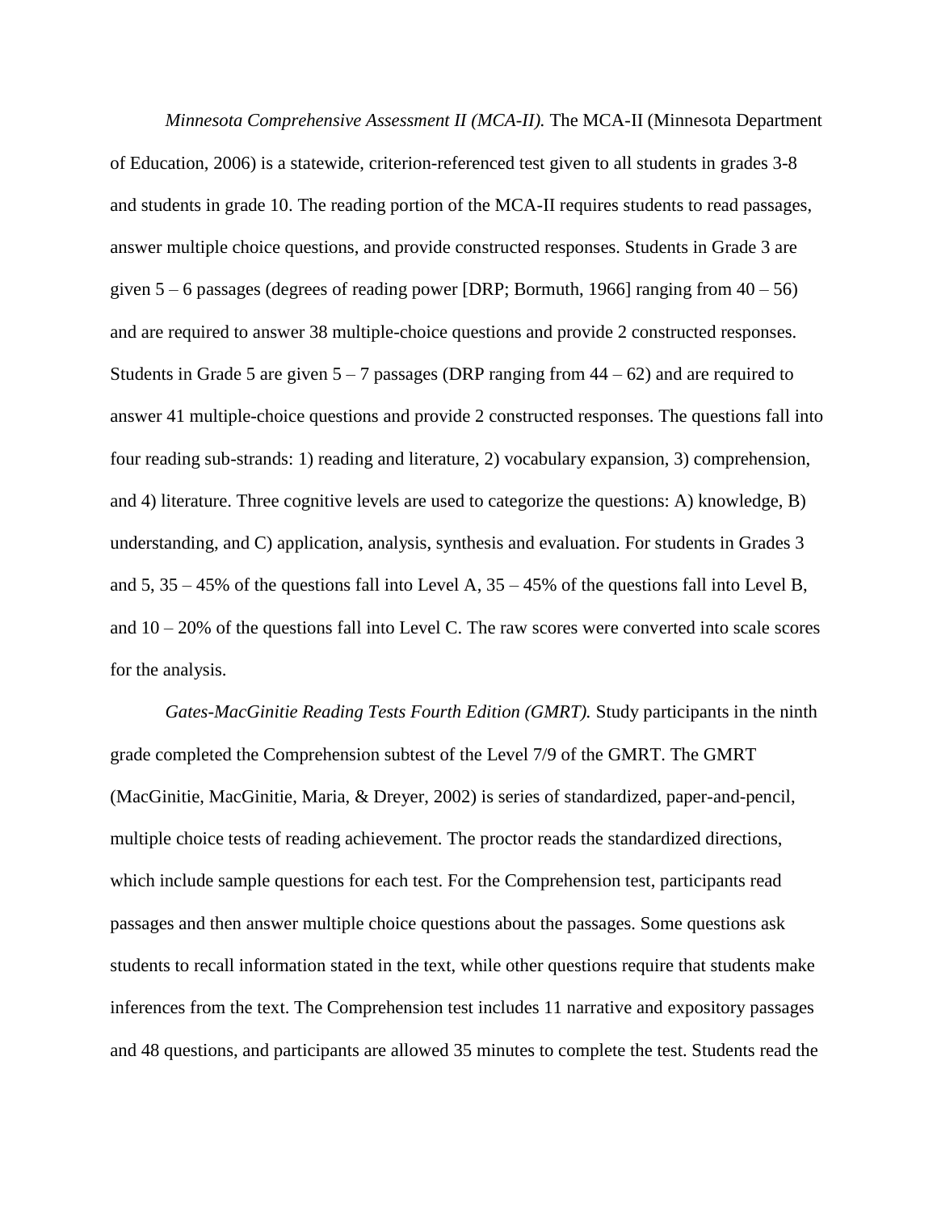*Minnesota Comprehensive Assessment II (MCA-II).* The MCA-II (Minnesota Department of Education, 2006) is a statewide, criterion-referenced test given to all students in grades 3-8 and students in grade 10. The reading portion of the MCA-II requires students to read passages, answer multiple choice questions, and provide constructed responses. Students in Grade 3 are given 5 – 6 passages (degrees of reading power [DRP; Bormuth, 1966] ranging from 40 – 56) and are required to answer 38 multiple-choice questions and provide 2 constructed responses. Students in Grade 5 are given 5 – 7 passages (DRP ranging from 44 – 62) and are required to answer 41 multiple-choice questions and provide 2 constructed responses. The questions fall into four reading sub-strands: 1) reading and literature, 2) vocabulary expansion, 3) comprehension, and 4) literature. Three cognitive levels are used to categorize the questions: A) knowledge, B) understanding, and C) application, analysis, synthesis and evaluation. For students in Grades 3 and 5, 35 – 45% of the questions fall into Level A, 35 – 45% of the questions fall into Level B, and 10 – 20% of the questions fall into Level C. The raw scores were converted into scale scores for the analysis.

*Gates-MacGinitie Reading Tests Fourth Edition (GMRT).* Study participants in the ninth grade completed the Comprehension subtest of the Level 7/9 of the GMRT. The GMRT (MacGinitie, MacGinitie, Maria, & Dreyer, 2002) is series of standardized, paper-and-pencil, multiple choice tests of reading achievement. The proctor reads the standardized directions, which include sample questions for each test. For the Comprehension test, participants read passages and then answer multiple choice questions about the passages. Some questions ask students to recall information stated in the text, while other questions require that students make inferences from the text. The Comprehension test includes 11 narrative and expository passages and 48 questions, and participants are allowed 35 minutes to complete the test. Students read the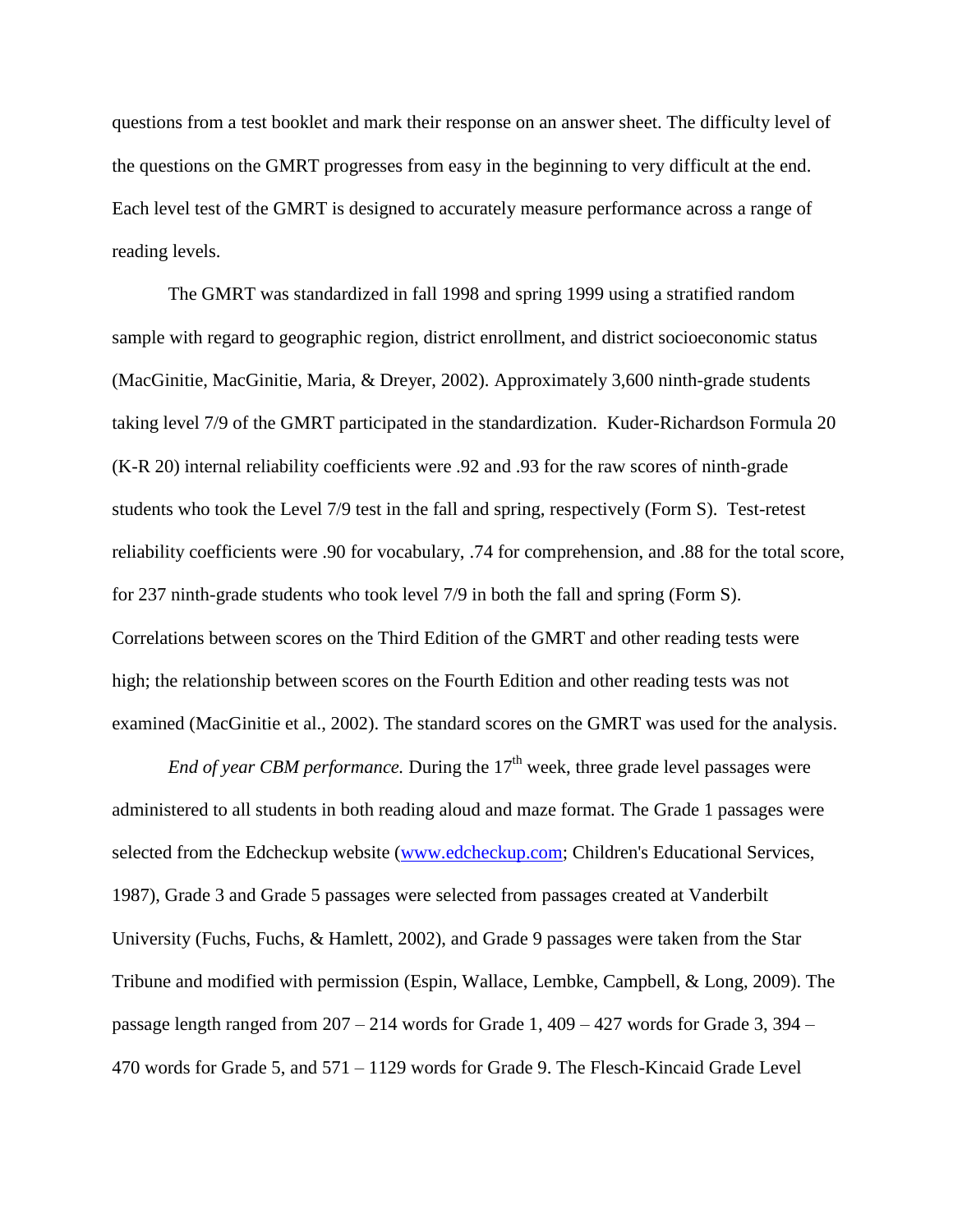questions from a test booklet and mark their response on an answer sheet. The difficulty level of the questions on the GMRT progresses from easy in the beginning to very difficult at the end. Each level test of the GMRT is designed to accurately measure performance across a range of reading levels.

The GMRT was standardized in fall 1998 and spring 1999 using a stratified random sample with regard to geographic region, district enrollment, and district socioeconomic status (MacGinitie, MacGinitie, Maria, & Dreyer, 2002). Approximately 3,600 ninth-grade students taking level 7/9 of the GMRT participated in the standardization. Kuder-Richardson Formula 20 (K-R 20) internal reliability coefficients were .92 and .93 for the raw scores of ninth-grade students who took the Level 7/9 test in the fall and spring, respectively (Form S). Test-retest reliability coefficients were .90 for vocabulary, .74 for comprehension, and .88 for the total score, for 237 ninth-grade students who took level 7/9 in both the fall and spring (Form S). Correlations between scores on the Third Edition of the GMRT and other reading tests were high; the relationship between scores on the Fourth Edition and other reading tests was not examined (MacGinitie et al., 2002). The standard scores on the GMRT was used for the analysis.

*End of year CBM performance.* During the 17th week, three grade level passages were administered to all students in both reading aloud and maze format. The Grade 1 passages were selected from the Edcheckup website (www.edcheckup.com; Children's Educational Services, 1987), Grade 3 and Grade 5 passages were selected from passages created at Vanderbilt University (Fuchs, Fuchs, & Hamlett, 2002), and Grade 9 passages were taken from the Star Tribune and modified with permission (Espin, Wallace, Lembke, Campbell, & Long, 2009). The passage length ranged from 207 – 214 words for Grade 1, 409 – 427 words for Grade 3, 394 – 470 words for Grade 5, and 571 – 1129 words for Grade 9. The Flesch-Kincaid Grade Level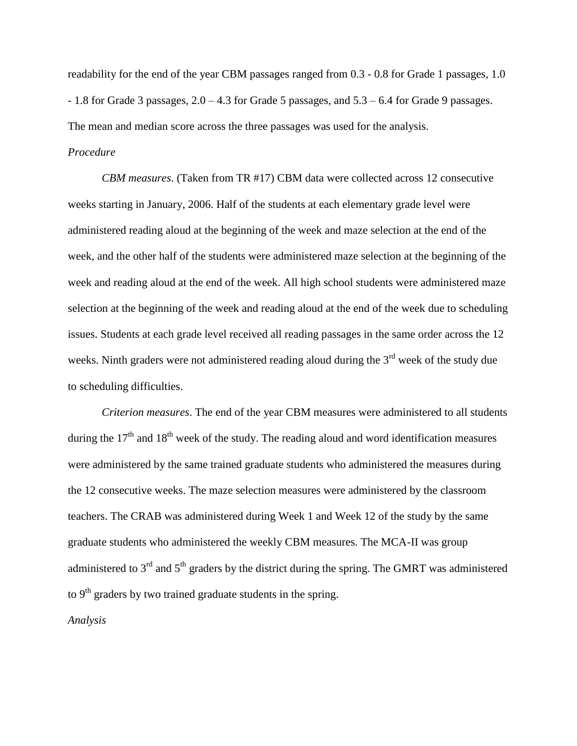readability for the end of the year CBM passages ranged from 0.3 - 0.8 for Grade 1 passages, 1.0 - 1.8 for Grade 3 passages, 2.0 – 4.3 for Grade 5 passages, and 5.3 – 6.4 for Grade 9 passages. The mean and median score across the three passages was used for the analysis.

*Procedure*

*CBM measures*. (Taken from TR #17) CBM data were collected across 12 consecutive weeks starting in January, 2006. Half of the students at each elementary grade level were administered reading aloud at the beginning of the week and maze selection at the end of the week, and the other half of the students were administered maze selection at the beginning of the week and reading aloud at the end of the week. All high school students were administered maze selection at the beginning of the week and reading aloud at the end of the week due to scheduling issues. Students at each grade level received all reading passages in the same order across the 12 weeks. Ninth graders were not administered reading aloud during the 3rd week of the study due to scheduling difficulties.

*Criterion measures*. The end of the year CBM measures were administered to all students during the 17th and 18th week of the study. The reading aloud and word identification measures were administered by the same trained graduate students who administered the measures during the 12 consecutive weeks. The maze selection measures were administered by the classroom teachers. The CRAB was administered during Week 1 and Week 12 of the study by the same graduate students who administered the weekly CBM measures. The MCA-II was group administered to 3rd and 5th graders by the district during the spring. The GMRT was administered to 9th graders by two trained graduate students in the spring.

*Analysis*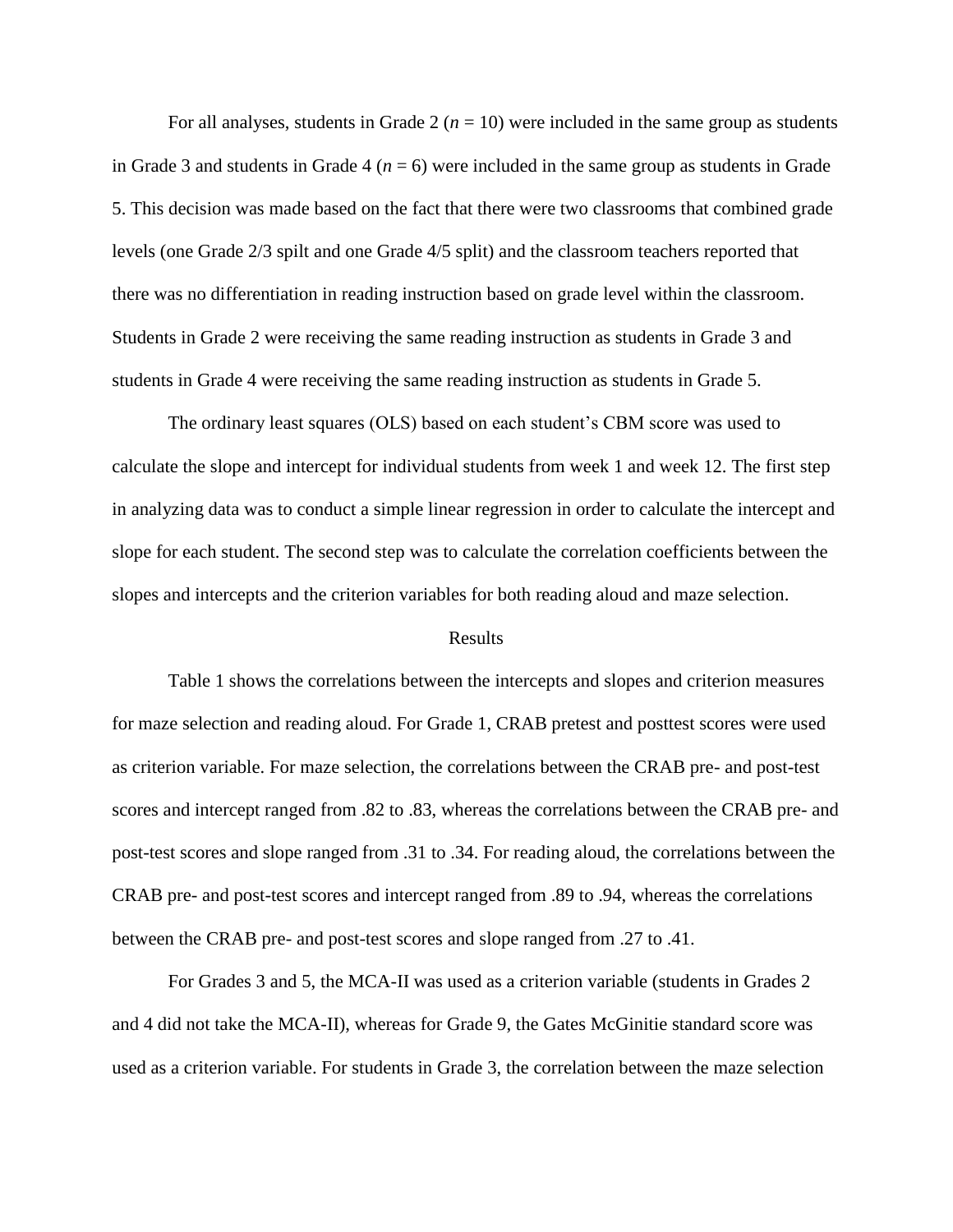For all analyses, students in Grade 2 ($n$ = 10) were included in the same group as students in Grade 3 and students in Grade 4 ($n$ = 6) were included in the same group as students in Grade 5. This decision was made based on the fact that there were two classrooms that combined grade levels (one Grade 2/3 spilt and one Grade 4/5 split) and the classroom teachers reported that there was no differentiation in reading instruction based on grade level within the classroom. Students in Grade 2 were receiving the same reading instruction as students in Grade 3 and students in Grade 4 were receiving the same reading instruction as students in Grade 5.

The ordinary least squares (OLS) based on each student's CBM score was used to calculate the slope and intercept for individual students from week 1 and week 12. The first step in analyzing data was to conduct a simple linear regression in order to calculate the intercept and slope for each student. The second step was to calculate the correlation coefficients between the slopes and intercepts and the criterion variables for both reading aloud and maze selection.

## Results

Table 1 shows the correlations between the intercepts and slopes and criterion measures for maze selection and reading aloud. For Grade 1, CRAB pretest and posttest scores were used as criterion variable. For maze selection, the correlations between the CRAB pre- and post-test scores and intercept ranged from .82 to .83, whereas the correlations between the CRAB pre- and post-test scores and slope ranged from .31 to .34. For reading aloud, the correlations between the CRAB pre- and post-test scores and intercept ranged from .89 to .94, whereas the correlations between the CRAB pre- and post-test scores and slope ranged from .27 to .41.

For Grades 3 and 5, the MCA-II was used as a criterion variable (students in Grades 2 and 4 did not take the MCA-II), whereas for Grade 9, the Gates McGinitie standard score was used as a criterion variable. For students in Grade 3, the correlation between the maze selection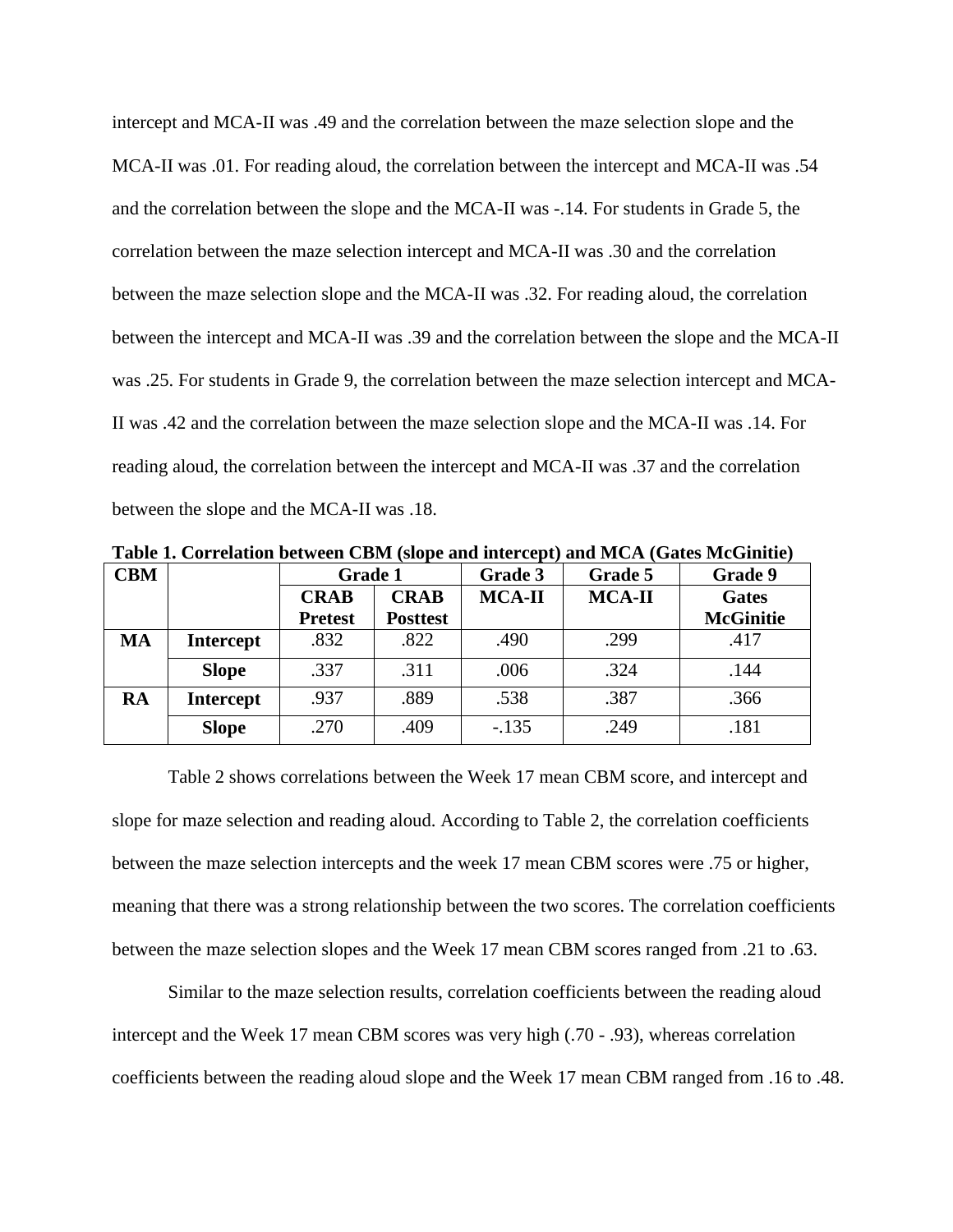intercept and MCA-II was .49 and the correlation between the maze selection slope and the MCA-II was .01. For reading aloud, the correlation between the intercept and MCA-II was .54 and the correlation between the slope and the MCA-II was -.14. For students in Grade 5, the correlation between the maze selection intercept and MCA-II was .30 and the correlation between the maze selection slope and the MCA-II was .32. For reading aloud, the correlation between the intercept and MCA-II was .39 and the correlation between the slope and the MCA-II was .25. For students in Grade 9, the correlation between the maze selection intercept and MCA-II was .42 and the correlation between the maze selection slope and the MCA-II was .14. For reading aloud, the correlation between the intercept and MCA-II was .37 and the correlation between the slope and the MCA-II was .18.

**Table 1. Correlation between CBM (slope and intercept) and MCA (Gates McGinitie)**

| CBM | | Grade 1 | | Grade 3 | Grade 5 | Grade 9 |
|---|---|---|---|---|---|---|
| | | CRAB Pretest | CRAB Posttest | MCA-II | MCA-II | Gates McGinitie |
| MA | Intercept | .832 | .822 | .490 | .299 | .417 |
| | Slope | .337 | .311 | .006 | .324 | .144 |
| RA | Intercept | .937 | .889 | .538 | .387 | .366 |
| | Slope | .270 | .409 | -.135 | .249 | .181 |

Table 2 shows correlations between the Week 17 mean CBM score, and intercept and slope for maze selection and reading aloud. According to Table 2, the correlation coefficients between the maze selection intercepts and the week 17 mean CBM scores were .75 or higher, meaning that there was a strong relationship between the two scores. The correlation coefficients between the maze selection slopes and the Week 17 mean CBM scores ranged from .21 to .63.

Similar to the maze selection results, correlation coefficients between the reading aloud intercept and the Week 17 mean CBM scores was very high (.70 - .93), whereas correlation coefficients between the reading aloud slope and the Week 17 mean CBM ranged from .16 to .48.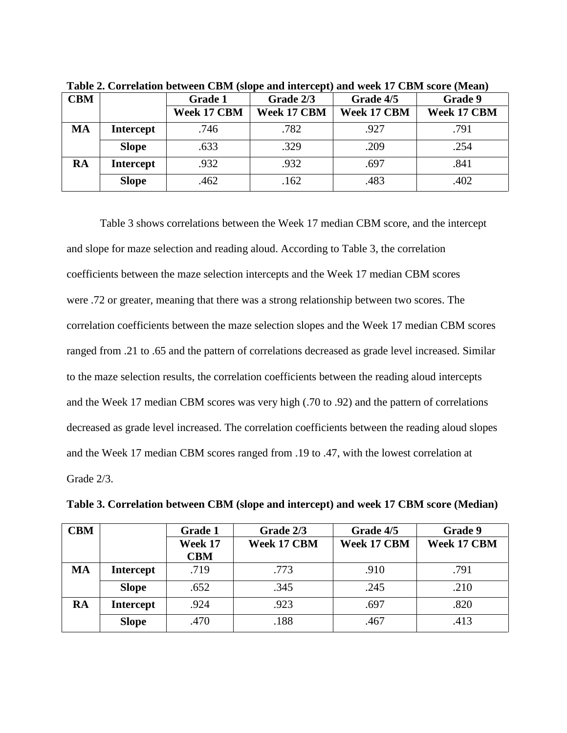**Table 2. Correlation between CBM (slope and intercept) and week 17 CBM score (Mean)**

| CBM | | Grade 1 | Grade 2/3 | Grade 4/5 | Grade 9 |
|---|---|---|---|---|---|
| | | Week 17 CBM | Week 17 CBM | Week 17 CBM | Week 17 CBM |
| MA | Intercept | .746 | .782 | .927 | .791 |
| | Slope | .633 | .329 | .209 | .254 |
| RA | Intercept | .932 | .932 | .697 | .841 |
| | Slope | .462 | .162 | .483 | .402 |

Table 3 shows correlations between the Week 17 median CBM score, and the intercept and slope for maze selection and reading aloud. According to Table 3, the correlation coefficients between the maze selection intercepts and the Week 17 median CBM scores were .72 or greater, meaning that there was a strong relationship between two scores. The correlation coefficients between the maze selection slopes and the Week 17 median CBM scores ranged from .21 to .65 and the pattern of correlations decreased as grade level increased. Similar to the maze selection results, the correlation coefficients between the reading aloud intercepts and the Week 17 median CBM scores was very high (.70 to .92) and the pattern of correlations decreased as grade level increased. The correlation coefficients between the reading aloud slopes and the Week 17 median CBM scores ranged from .19 to .47, with the lowest correlation at Grade 2/3.

**Table 3. Correlation between CBM (slope and intercept) and week 17 CBM score (Median)**

| CBM | | Grade 1 | Grade 2/3 | Grade 4/5 | Grade 9 |
|---|---|---|---|---|---|
| | | Week 17 CBM | Week 17 CBM | Week 17 CBM | Week 17 CBM |
| MA | Intercept | .719 | .773 | .910 | .791 |
| | Slope | .652 | .345 | .245 | .210 |
| RA | Intercept | .924 | .923 | .697 | .820 |
| | Slope | .470 | .188 | .467 | .413 |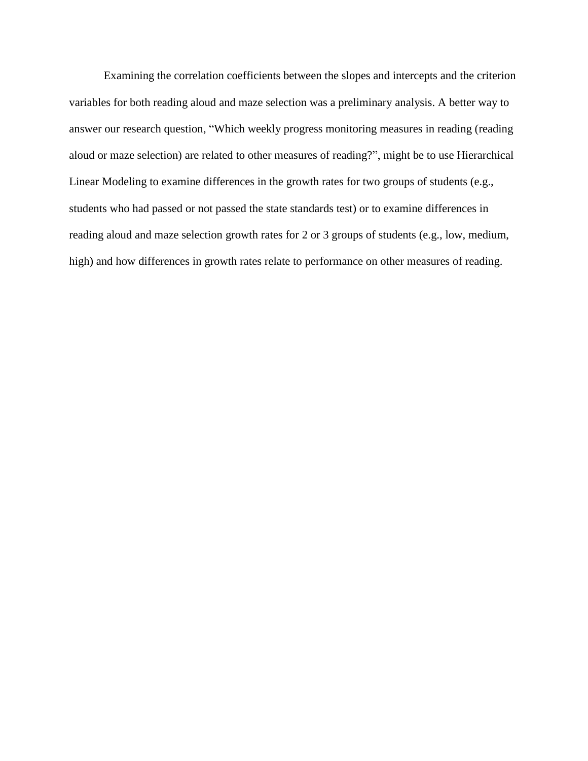Examining the correlation coefficients between the slopes and intercepts and the criterion variables for both reading aloud and maze selection was a preliminary analysis. A better way to answer our research question, “Which weekly progress monitoring measures in reading (reading aloud or maze selection) are related to other measures of reading?”, might be to use Hierarchical Linear Modeling to examine differences in the growth rates for two groups of students (e.g., students who had passed or not passed the state standards test) or to examine differences in reading aloud and maze selection growth rates for 2 or 3 groups of students (e.g., low, medium, high) and how differences in growth rates relate to performance on other measures of reading.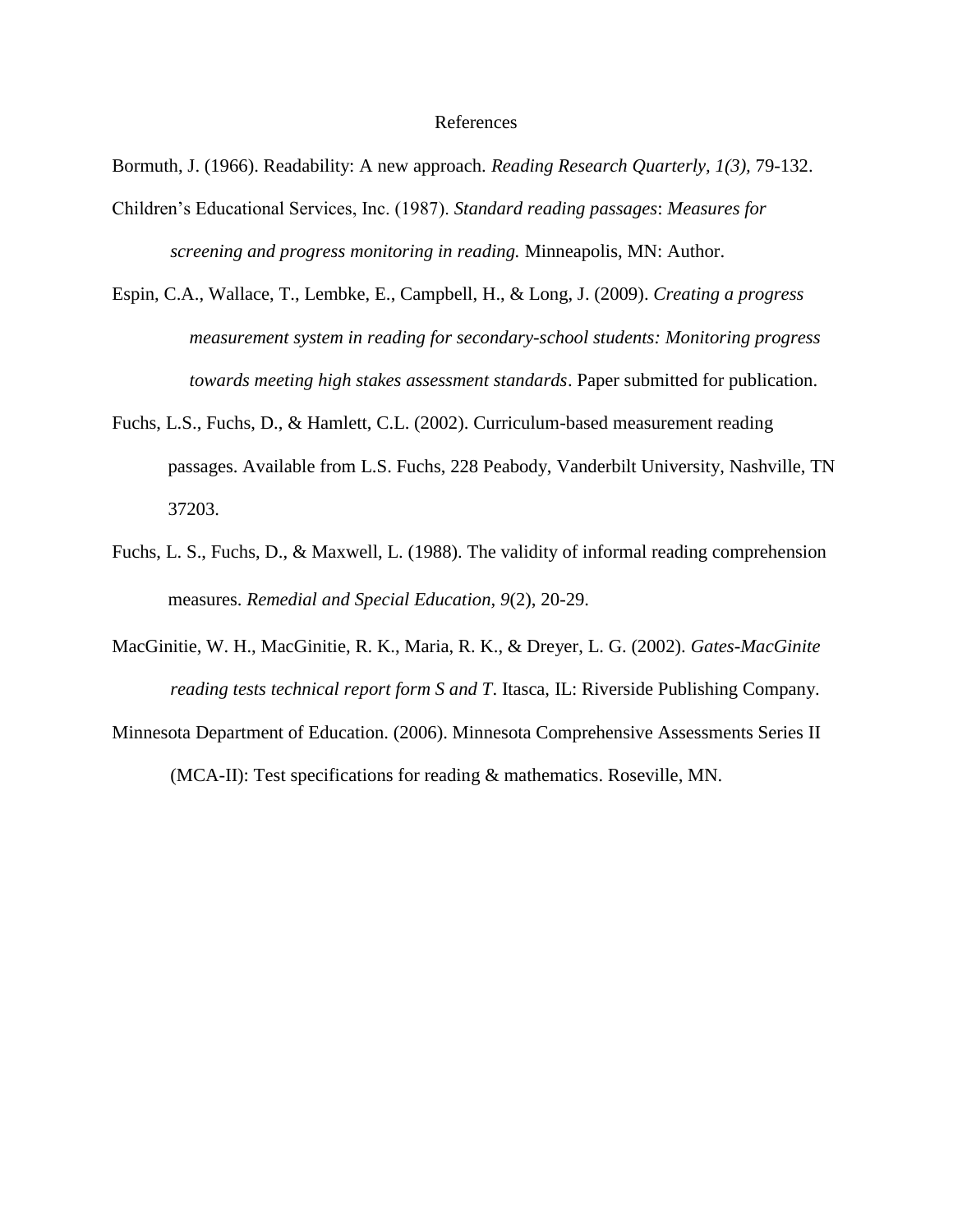# References

Bormuth, J. (1966). Readability: A new approach. *Reading Research Quarterly, 1(3),* 79-132.

Children's Educational Services, Inc. (1987). *Standard reading passages*: *Measures for screening and progress monitoring in reading.* Minneapolis, MN: Author.

Espin, C.A., Wallace, T., Lembke, E., Campbell, H., & Long, J. (2009). *Creating a progress measurement system in reading for secondary-school students: Monitoring progress towards meeting high stakes assessment standards*. Paper submitted for publication.

Fuchs, L.S., Fuchs, D., & Hamlett, C.L. (2002). Curriculum-based measurement reading passages. Available from L.S. Fuchs, 228 Peabody, Vanderbilt University, Nashville, TN 37203.

Fuchs, L. S., Fuchs, D., & Maxwell, L. (1988). The validity of informal reading comprehension measures. *Remedial and Special Education, 9*(2), 20-29.

MacGinitie, W. H., MacGinitie, R. K., Maria, R. K., & Dreyer, L. G. (2002). *Gates-MacGinite reading tests technical report form S and T*. Itasca, IL: Riverside Publishing Company.

Minnesota Department of Education. (2006). Minnesota Comprehensive Assessments Series II (MCA-II): Test specifications for reading & mathematics. Roseville, MN.